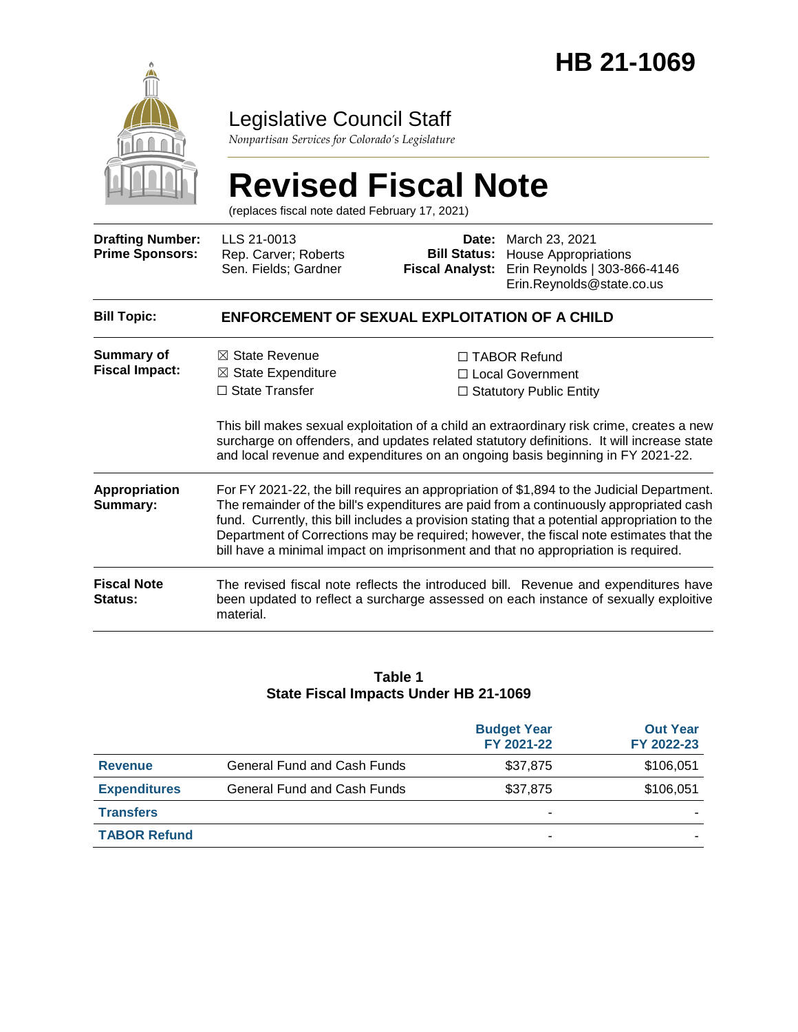# HB 21-1069

## Legislative Council Staff

*Nonpartisan Services for Colorado's Legislature*

# Revised Fiscal Note

(replaces fiscal note dated February 17, 2021)

| | | | |
|---|---|---|---|
| **Drafting Number:** | LLS 21-0013 | **Date:** | March 23, 2021 |
| **Prime Sponsors:** | Rep. Carver; Roberts<br>Sen. Fields; Gardner | **Bill Status:** | House Appropriations |
| | | **Fiscal Analyst:** | Erin Reynolds \| 303-866-4146<br>Erin.Reynolds@state.co.us |

| | |
|---|---|
| **Bill Topic:** | **ENFORCEMENT OF SEXUAL EXPLOITATION OF A CHILD** |

**Summary of Fiscal Impact:**

☒ State Revenue
☒ State Expenditure
☐ State Transfer
☐ TABOR Refund
☐ Local Government
☐ Statutory Public Entity

This bill makes sexual exploitation of a child an extraordinary risk crime, creates a new surcharge on offenders, and updates related statutory definitions. It will increase state and local revenue and expenditures on an ongoing basis beginning in FY 2021-22.

**Appropriation Summary:**

For FY 2021-22, the bill requires an appropriation of $1,894 to the Judicial Department. The remainder of the bill's expenditures are paid from a continuously appropriated cash fund. Currently, this bill includes a provision stating that a potential appropriation to the Department of Corrections may be required; however, the fiscal note estimates that the bill have a minimal impact on imprisonment and that no appropriation is required.

**Fiscal Note Status:**

The revised fiscal note reflects the introduced bill. Revenue and expenditures have been updated to reflect a surcharge assessed on each instance of sexually exploitive material.

**Table 1**
**State Fiscal Impacts Under HB 21-1069**

| | | Budget Year FY 2021-22 | Out Year FY 2022-23 |
|---|---|---|---|
| **Revenue** | General Fund and Cash Funds | $37,875 | $106,051 |
| **Expenditures** | General Fund and Cash Funds | $37,875 | $106,051 |
| **Transfers** | | - | - |
| **TABOR Refund** | | - | - |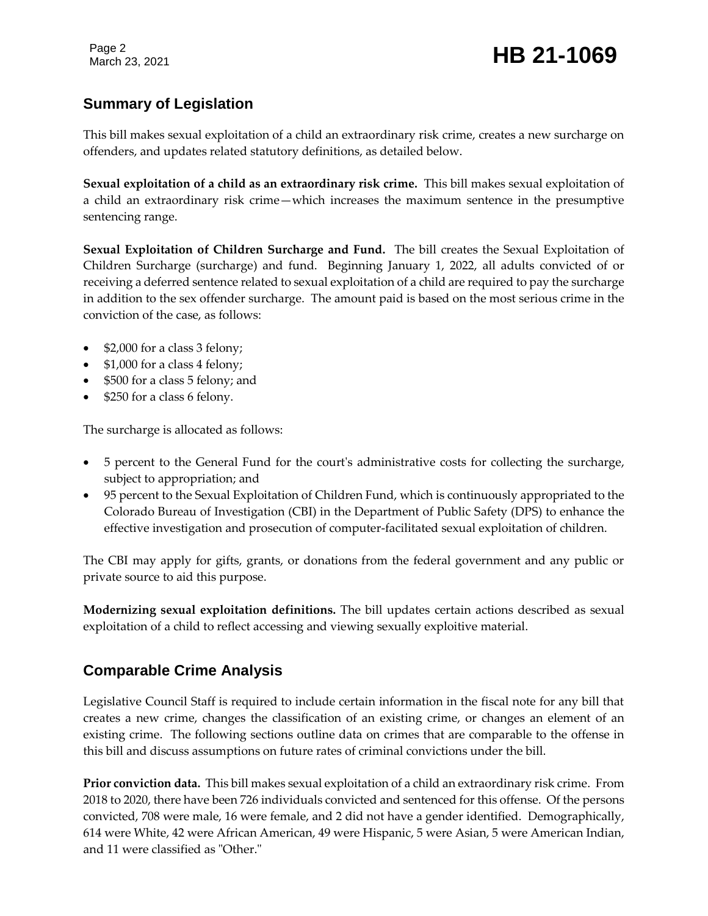## Summary of Legislation

This bill makes sexual exploitation of a child an extraordinary risk crime, creates a new surcharge on offenders, and updates related statutory definitions, as detailed below.

**Sexual exploitation of a child as an extraordinary risk crime.** This bill makes sexual exploitation of a child an extraordinary risk crime—which increases the maximum sentence in the presumptive sentencing range.

**Sexual Exploitation of Children Surcharge and Fund.** The bill creates the Sexual Exploitation of Children Surcharge (surcharge) and fund. Beginning January 1, 2022, all adults convicted of or receiving a deferred sentence related to sexual exploitation of a child are required to pay the surcharge in addition to the sex offender surcharge. The amount paid is based on the most serious crime in the conviction of the case, as follows:

- $2,000 for a class 3 felony;
- $1,000 for a class 4 felony;
- $500 for a class 5 felony; and
- $250 for a class 6 felony.

The surcharge is allocated as follows:

- 5 percent to the General Fund for the court's administrative costs for collecting the surcharge, subject to appropriation; and
- 95 percent to the Sexual Exploitation of Children Fund, which is continuously appropriated to the Colorado Bureau of Investigation (CBI) in the Department of Public Safety (DPS) to enhance the effective investigation and prosecution of computer-facilitated sexual exploitation of children.

The CBI may apply for gifts, grants, or donations from the federal government and any public or private source to aid this purpose.

**Modernizing sexual exploitation definitions.** The bill updates certain actions described as sexual exploitation of a child to reflect accessing and viewing sexually exploitive material.

## Comparable Crime Analysis

Legislative Council Staff is required to include certain information in the fiscal note for any bill that creates a new crime, changes the classification of an existing crime, or changes an element of an existing crime. The following sections outline data on crimes that are comparable to the offense in this bill and discuss assumptions on future rates of criminal convictions under the bill.

**Prior conviction data.** This bill makes sexual exploitation of a child an extraordinary risk crime. From 2018 to 2020, there have been 726 individuals convicted and sentenced for this offense. Of the persons convicted, 708 were male, 16 were female, and 2 did not have a gender identified. Demographically, 614 were White, 42 were African American, 49 were Hispanic, 5 were Asian, 5 were American Indian, and 11 were classified as "Other."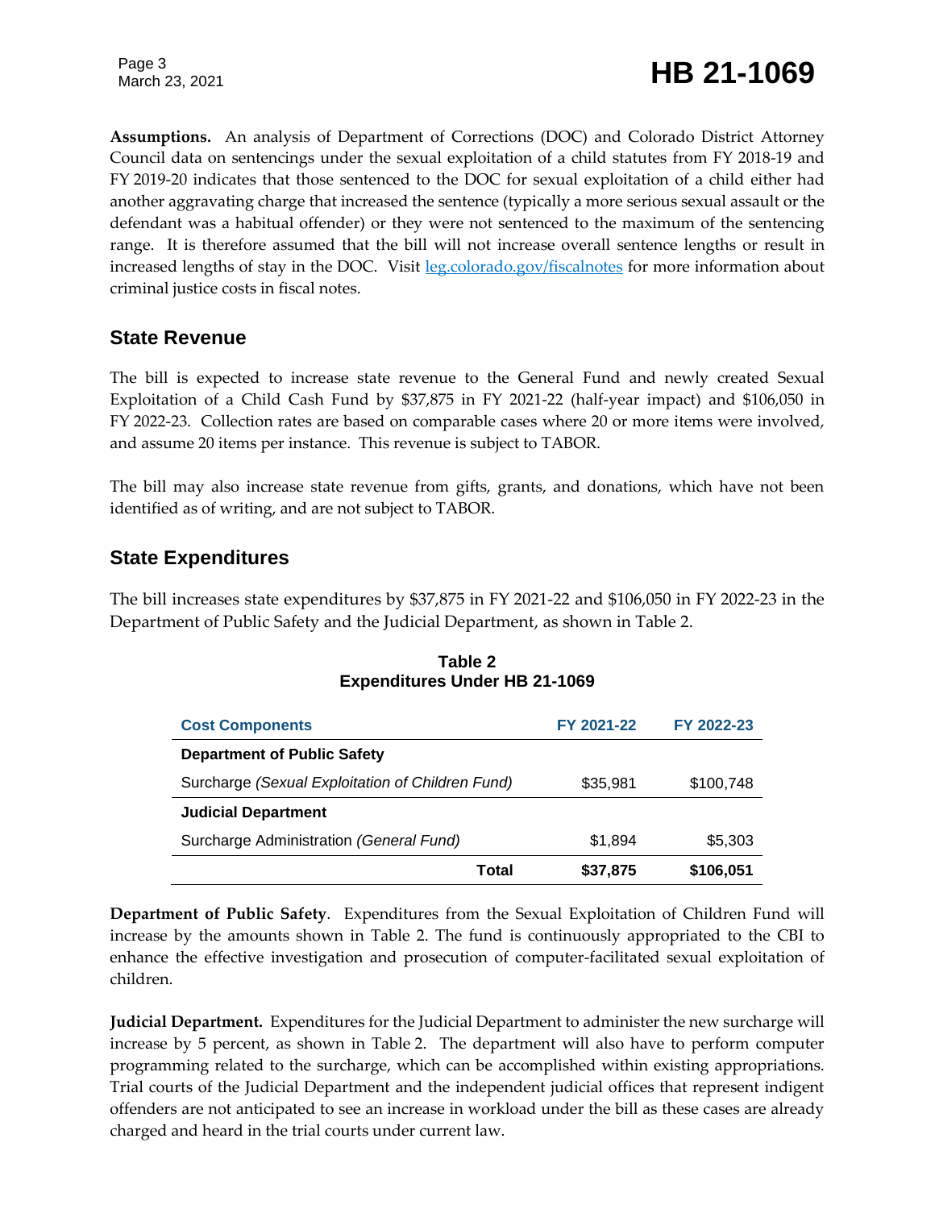**Assumptions.** An analysis of Department of Corrections (DOC) and Colorado District Attorney Council data on sentencings under the sexual exploitation of a child statutes from FY 2018-19 and FY 2019-20 indicates that those sentenced to the DOC for sexual exploitation of a child either had another aggravating charge that increased the sentence (typically a more serious sexual assault or the defendant was a habitual offender) or they were not sentenced to the maximum of the sentencing range. It is therefore assumed that the bill will not increase overall sentence lengths or result in increased lengths of stay in the DOC. Visit leg.colorado.gov/fiscalnotes for more information about criminal justice costs in fiscal notes.

## State Revenue

The bill is expected to increase state revenue to the General Fund and newly created Sexual Exploitation of a Child Cash Fund by $37,875 in FY 2021-22 (half-year impact) and $106,050 in FY 2022-23. Collection rates are based on comparable cases where 20 or more items were involved, and assume 20 items per instance. This revenue is subject to TABOR.

The bill may also increase state revenue from gifts, grants, and donations, which have not been identified as of writing, and are not subject to TABOR.

## State Expenditures

The bill increases state expenditures by $37,875 in FY 2021-22 and $106,050 in FY 2022-23 in the Department of Public Safety and the Judicial Department, as shown in Table 2.

**Table 2**
**Expenditures Under HB 21-1069**

| Cost Components | FY 2021-22 | FY 2022-23 |
|---|---|---|
| **Department of Public Safety** | | |
| Surcharge *(Sexual Exploitation of Children Fund)* | $35,981 | $100,748 |
| **Judicial Department** | | |
| Surcharge Administration *(General Fund)* | $1,894 | $5,303 |
| **Total** | **$37,875** | **$106,051** |

**Department of Public Safety**. Expenditures from the Sexual Exploitation of Children Fund will increase by the amounts shown in Table 2. The fund is continuously appropriated to the CBI to enhance the effective investigation and prosecution of computer-facilitated sexual exploitation of children.

**Judicial Department.** Expenditures for the Judicial Department to administer the new surcharge will increase by 5 percent, as shown in Table 2. The department will also have to perform computer programming related to the surcharge, which can be accomplished within existing appropriations. Trial courts of the Judicial Department and the independent judicial offices that represent indigent offenders are not anticipated to see an increase in workload under the bill as these cases are already charged and heard in the trial courts under current law.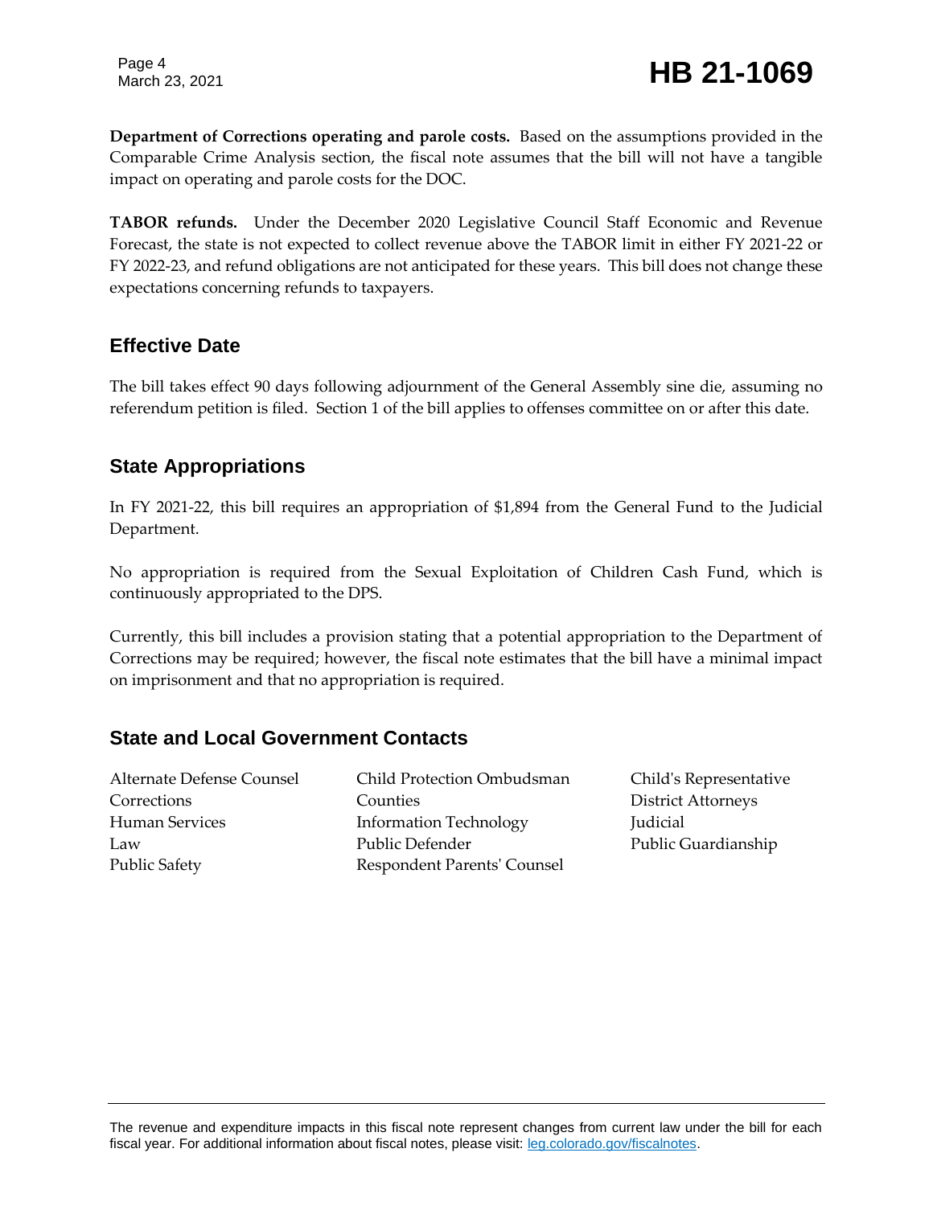**Department of Corrections operating and parole costs.** Based on the assumptions provided in the Comparable Crime Analysis section, the fiscal note assumes that the bill will not have a tangible impact on operating and parole costs for the DOC.

**TABOR refunds.** Under the December 2020 Legislative Council Staff Economic and Revenue Forecast, the state is not expected to collect revenue above the TABOR limit in either FY 2021-22 or FY 2022-23, and refund obligations are not anticipated for these years. This bill does not change these expectations concerning refunds to taxpayers.

## Effective Date

The bill takes effect 90 days following adjournment of the General Assembly sine die, assuming no referendum petition is filed. Section 1 of the bill applies to offenses committee on or after this date.

## State Appropriations

In FY 2021-22, this bill requires an appropriation of $1,894 from the General Fund to the Judicial Department.

No appropriation is required from the Sexual Exploitation of Children Cash Fund, which is continuously appropriated to the DPS.

Currently, this bill includes a provision stating that a potential appropriation to the Department of Corrections may be required; however, the fiscal note estimates that the bill have a minimal impact on imprisonment and that no appropriation is required.

## State and Local Government Contacts

Alternate Defense Counsel
Child Protection Ombudsman
Child's Representative
Corrections
Counties
District Attorneys
Human Services
Information Technology
Judicial
Law
Public Defender
Public Guardianship
Public Safety
Respondent Parents' Counsel

The revenue and expenditure impacts in this fiscal note represent changes from current law under the bill for each fiscal year. For additional information about fiscal notes, please visit: leg.colorado.gov/fiscalnotes.